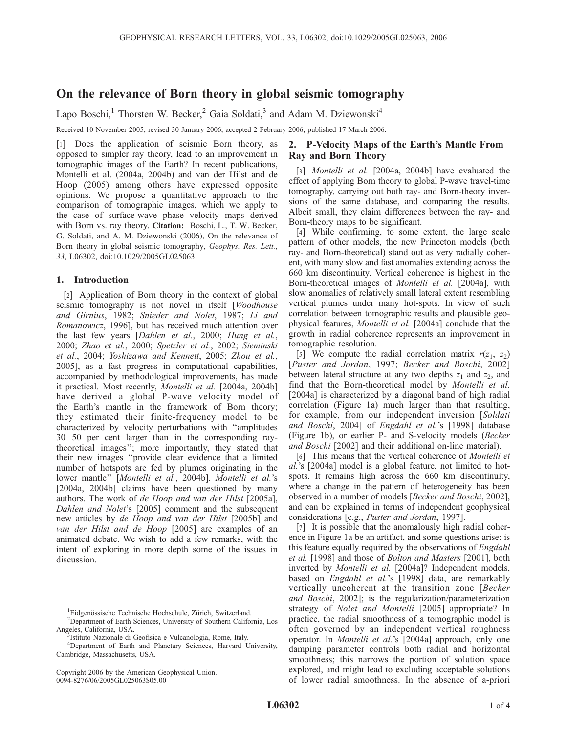# On the relevance of Born theory in global seismic tomography

Lapo Boschi,[1] Thorsten W. Becker,[2] Gaia Soldati,[3] and Adam M. Dziewonski[4]

Received 10 November 2005; revised 30 January 2006; accepted 2 February 2006; published 17 March 2006.

[1] Does the application of seismic Born theory, as opposed to simpler ray theory, lead to an improvement in tomographic images of the Earth? In recent publications, Montelli et al. (2004a, 2004b) and van der Hilst and de Hoop (2005) among others have expressed opposite opinions. We propose a quantitative approach to the comparison of tomographic images, which we apply to the case of surface-wave phase velocity maps derived with Born vs. ray theory. **Citation:** Boschi, L., T. W. Becker, G. Soldati, and A. M. Dziewonski (2006), On the relevance of Born theory in global seismic tomography, *Geophys. Res. Lett.*, *33*, L06302, doi:10.1029/2005GL025063.

## 1. Introduction

[2] Application of Born theory in the context of global seismic tomography is not novel in itself [*Woodhouse and Girnius*, 1982; *Snieder and Nolet*, 1987; *Li and Romanowicz*, 1996], but has received much attention over the last few years [*Dahlen et al.*, 2000; *Hung et al.*, 2000; *Zhao et al.*, 2000; *Spetzler et al.*, 2002; *Sieminski et al.*, 2004; *Yoshizawa and Kennett*, 2005; *Zhou et al.*, 2005], as a fast progress in computational capabilities, accompanied by methodological improvements, has made it practical. Most recently, *Montelli et al.* [2004a, 2004b] have derived a global P-wave velocity model of the Earth's mantle in the framework of Born theory; they estimated their finite-frequency model to be characterized by velocity perturbations with "amplitudes 30–50 per cent larger than in the corresponding ray-theoretical images"; more importantly, they stated that their new images "provide clear evidence that a limited number of hotspots are fed by plumes originating in the lower mantle" [*Montelli et al.*, 2004b]. *Montelli et al.*'s [2004a, 2004b] claims have been questioned by many authors. The work of *de Hoop and van der Hilst* [2005a], *Dahlen and Nolet*'s [2005] comment and the subsequent new articles by *de Hoop and van der Hilst* [2005b] and *van der Hilst and de Hoop* [2005] are examples of an animated debate. We wish to add a few remarks, with the intent of exploring in more depth some of the issues in discussion.

## 2. P-Velocity Maps of the Earth's Mantle From Ray and Born Theory

[3] *Montelli et al.* [2004a, 2004b] have evaluated the effect of applying Born theory to global P-wave travel-time tomography, carrying out both ray- and Born-theory inversions of the same database, and comparing the results. Albeit small, they claim differences between the ray- and Born-theory maps to be significant.

[4] While confirming, to some extent, the large scale pattern of other models, the new Princeton models (both ray- and Born-theoretical) stand out as very radially coherent, with many slow and fast anomalies extending across the 660 km discontinuity. Vertical coherence is highest in the Born-theoretical images of *Montelli et al.* [2004a], with slow anomalies of relatively small lateral extent resembling vertical plumes under many hot-spots. In view of such correlation between tomographic results and plausible geophysical features, *Montelli et al.* [2004a] conclude that the growth in radial coherence represents an improvement in tomographic resolution.

[5] We compute the radial correlation matrix $r(z_1, z_2)$ [*Puster and Jordan*, 1997; *Becker and Boschi*, 2002] between lateral structure at any two depths $z_1$ and $z_2$, and find that the Born-theoretical model by *Montelli et al.* [2004a] is characterized by a diagonal band of high radial correlation (Figure 1a) much larger than that resulting, for example, from our independent inversion [*Soldati and Boschi*, 2004] of *Engdahl et al.*'s [1998] database (Figure 1b), or earlier P- and S-velocity models (*Becker and Boschi* [2002] and their additional on-line material).

[6] This means that the vertical coherence of *Montelli et al.*'s [2004a] model is a global feature, not limited to hot-spots. It remains high across the 660 km discontinuity, where a change in the pattern of heterogeneity has been observed in a number of models [*Becker and Boschi*, 2002], and can be explained in terms of independent geophysical considerations [e.g., *Puster and Jordan*, 1997].

[7] It is possible that the anomalously high radial coherence in Figure 1a be an artifact, and some questions arise: is this feature equally required by the observations of *Engdahl et al.* [1998] and those of *Bolton and Masters* [2001], both inverted by *Montelli et al.* [2004a]? Independent models, based on *Engdahl et al.*'s [1998] data, are remarkably vertically uncoherent at the transition zone [*Becker and Boschi*, 2002]; is the regularization/parameterization strategy of *Nolet and Montelli* [2005] appropriate? In practice, the radial smoothness of a tomographic model is often governed by an independent vertical roughness operator. In *Montelli et al.*'s [2004a] approach, only one damping parameter controls both radial and horizontal smoothness; this narrows the portion of solution space explored, and might lead to excluding acceptable solutions of lower radial smoothness. In the absence of a-priori

---

[1] Eidgenössische Technische Hochschule, Zürich, Switzerland.
[2] Department of Earth Sciences, University of Southern California, Los Angeles, California, USA.
[3] Istituto Nazionale di Geofisica e Vulcanologia, Rome, Italy.
[4] Department of Earth and Planetary Sciences, Harvard University, Cambridge, Massachusetts, USA.

Copyright 2006 by the American Geophysical Union.
0094-8276/06/2005GL025063$05.00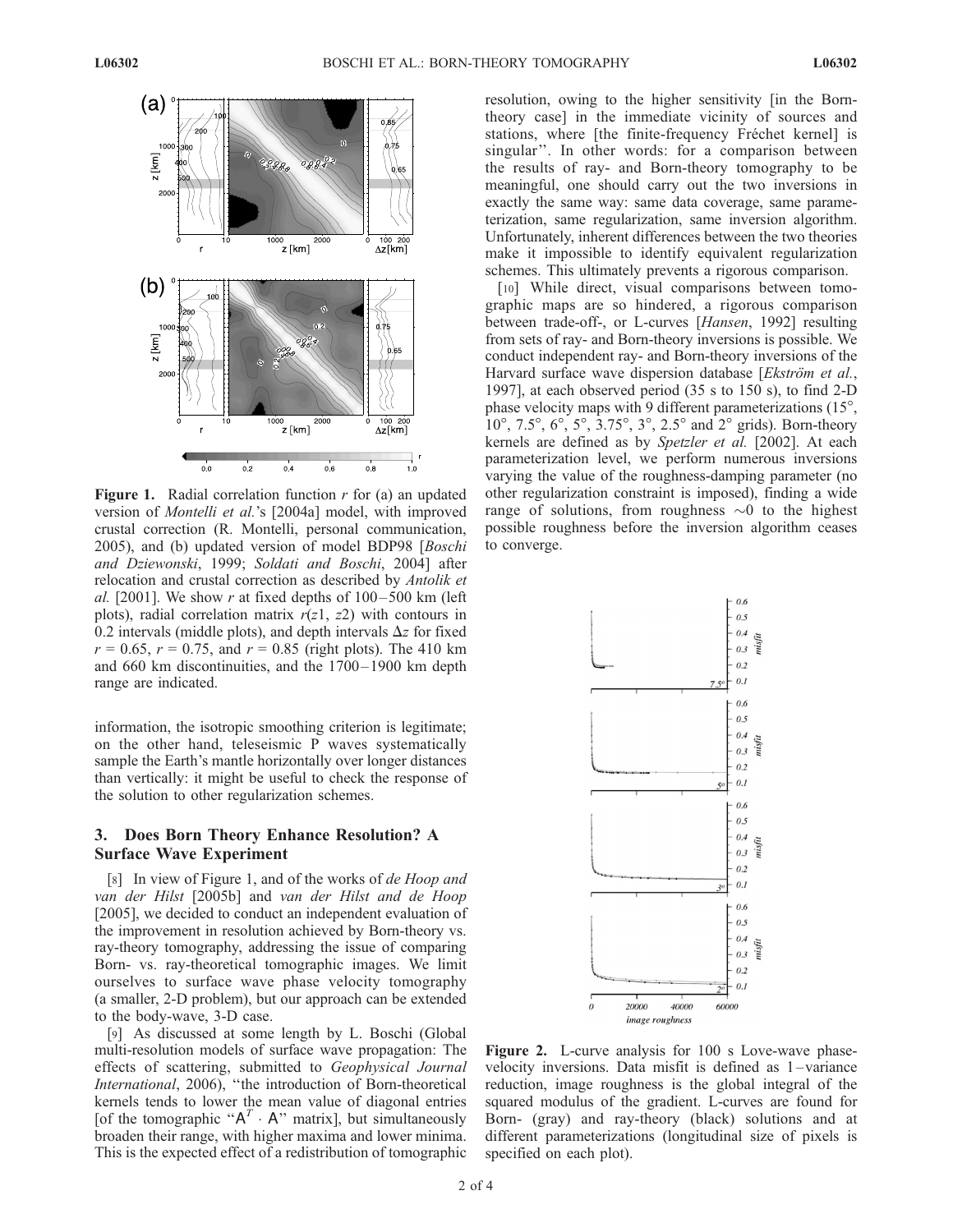**Figure 1.** Radial correlation function $r$ for (a) an updated version of *Montelli et al.*'s [2004a] model, with improved crustal correction (R. Montelli, personal communication, 2005), and (b) updated version of model BDP98 [*Boschi and Dziewonski*, 1999; *Soldati and Boschi*, 2004] after relocation and crustal correction as described by *Antolik et al.* [2001]. We show $r$ at fixed depths of 100–500 km (left plots), radial correlation matrix $r(z1, z2)$ with contours in 0.2 intervals (middle plots), and depth intervals $\Delta z$ for fixed $r = 0.65$, $r = 0.75$, and $r = 0.85$ (right plots). The 410 km and 660 km discontinuities, and the 1700–1900 km depth range are indicated.

information, the isotropic smoothing criterion is legitimate; on the other hand, teleseismic P waves systematically sample the Earth's mantle horizontally over longer distances than vertically: it might be useful to check the response of the solution to other regularization schemes.

## 3. Does Born Theory Enhance Resolution? A Surface Wave Experiment

[8] In view of Figure 1, and of the works of *de Hoop and van der Hilst* [2005b] and *van der Hilst and de Hoop* [2005], we decided to conduct an independent evaluation of the improvement in resolution achieved by Born-theory vs. ray-theory tomography, addressing the issue of comparing Born- vs. ray-theoretical tomographic images. We limit ourselves to surface wave phase velocity tomography (a smaller, 2-D problem), but our approach can be extended to the body-wave, 3-D case.

[9] As discussed at some length by L. Boschi (Global multi-resolution models of surface wave propagation: The effects of scattering, submitted to *Geophysical Journal International*, 2006), "the introduction of Born-theoretical kernels tends to lower the mean value of diagonal entries [of the tomographic "$A^T \cdot A$" matrix], but simultaneously broaden their range, with higher maxima and lower minima. This is the expected effect of a redistribution of tomographic resolution, owing to the higher sensitivity [in the Born-theory case] in the immediate vicinity of sources and stations, where [the finite-frequency Fréchet kernel] is singular". In other words: for a comparison between the results of ray- and Born-theory tomography to be meaningful, one should carry out the two inversions in exactly the same way: same data coverage, same parameterization, same regularization, same inversion algorithm. Unfortunately, inherent differences between the two theories make it impossible to identify equivalent regularization schemes. This ultimately prevents a rigorous comparison.

[10] While direct, visual comparisons between tomographic maps are so hindered, a rigorous comparison between trade-off-, or L-curves [*Hansen*, 1992] resulting from sets of ray- and Born-theory inversions is possible. We conduct independent ray- and Born-theory inversions of the Harvard surface wave dispersion database [*Ekström et al.*, 1997], at each observed period (35 s to 150 s), to find 2-D phase velocity maps with 9 different parameterizations (15°, 10°, 7.5°, 6°, 5°, 3.75°, 3°, 2.5° and 2° grids). Born-theory kernels are defined as by *Spetzler et al.* [2002]. At each parameterization level, we perform numerous inversions varying the value of the roughness-damping parameter (no other regularization constraint is imposed), finding a wide range of solutions, from roughness ∼0 to the highest possible roughness before the inversion algorithm ceases to converge.

**Figure 2.** L-curve analysis for 100 s Love-wave phase-velocity inversions. Data misfit is defined as 1 – variance reduction, image roughness is the global integral of the squared modulus of the gradient. L-curves are found for Born- (gray) and ray-theory (black) solutions and at different parameterizations (longitudinal size of pixels is specified on each plot).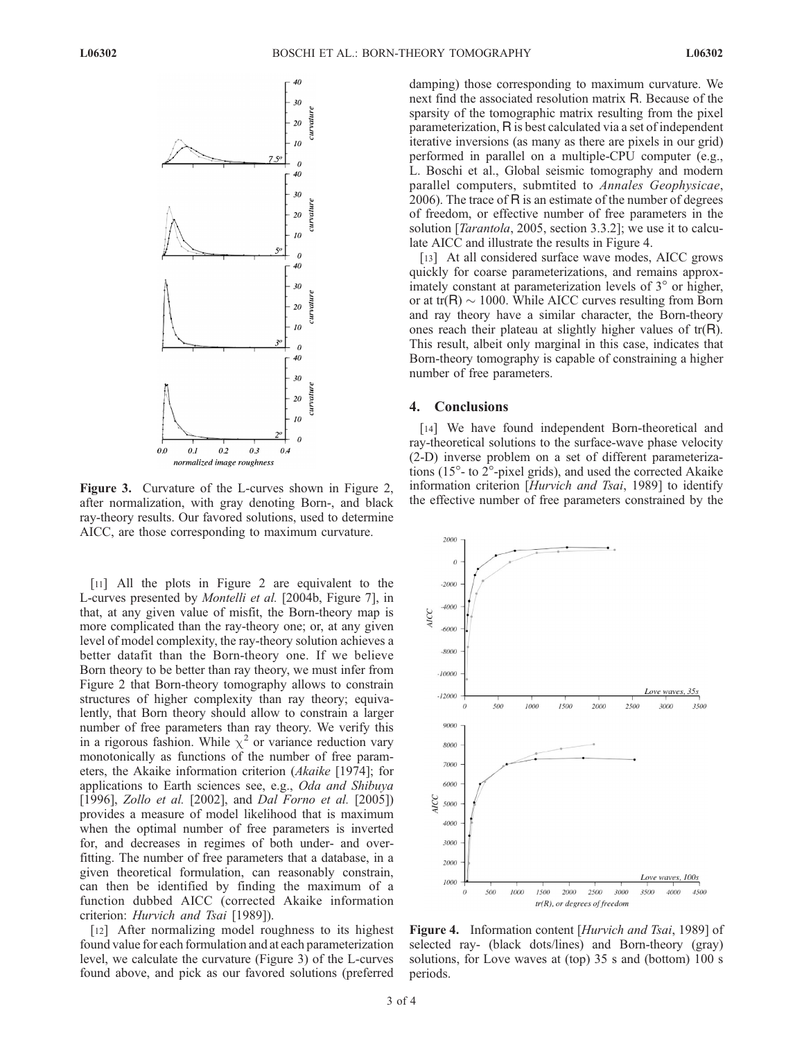**Figure 3.** Curvature of the L-curves shown in Figure 2, after normalization, with gray denoting Born-, and black ray-theory results. Our favored solutions, used to determine AICC, are those corresponding to maximum curvature.

[11] All the plots in Figure 2 are equivalent to the L-curves presented by *Montelli et al.* [2004b, Figure 7], in that, at any given value of misfit, the Born-theory map is more complicated than the ray-theory one; or, at any given level of model complexity, the ray-theory solution achieves a better datafit than the Born-theory one. If we believe Born theory to be better than ray theory, we must infer from Figure 2 that Born-theory tomography allows to constrain structures of higher complexity than ray theory; equivalently, that Born theory should allow to constrain a larger number of free parameters than ray theory. We verify this in a rigorous fashion. While $\chi^2$ or variance reduction vary monotonically as functions of the number of free parameters, the Akaike information criterion (*Akaike* [1974]; for applications to Earth sciences see, e.g., *Oda and Shibuya* [1996], *Zollo et al.* [2002], and *Dal Forno et al.* [2005]) provides a measure of model likelihood that is maximum when the optimal number of free parameters is inverted for, and decreases in regimes of both under- and overfitting. The number of free parameters that a database, in a given theoretical formulation, can reasonably constrain, can then be identified by finding the maximum of a function dubbed AICC (corrected Akaike information criterion: *Hurvich and Tsai* [1989]).

[12] After normalizing model roughness to its highest found value for each formulation and at each parameterization level, we calculate the curvature (Figure 3) of the L-curves found above, and pick as our favored solutions (preferred damping) those corresponding to maximum curvature. We next find the associated resolution matrix R. Because of the sparsity of the tomographic matrix resulting from the pixel parameterization, R is best calculated via a set of independent iterative inversions (as many as there are pixels in our grid) performed in parallel on a multiple-CPU computer (e.g., L. Boschi et al., Global seismic tomography and modern parallel computers, submtited to *Annales Geophysicae*, 2006). The trace of R is an estimate of the number of degrees of freedom, or effective number of free parameters in the solution [*Tarantola*, 2005, section 3.3.2]; we use it to calculate AICC and illustrate the results in Figure 4.

[13] At all considered surface wave modes, AICC grows quickly for coarse parameterizations, and remains approximately constant at parameterization levels of 3° or higher, or at tr(R) ~ 1000. While AICC curves resulting from Born and ray theory have a similar character, the Born-theory ones reach their plateau at slightly higher values of tr(R). This result, albeit only marginal in this case, indicates that Born-theory tomography is capable of constraining a higher number of free parameters.

## 4. Conclusions

[14] We have found independent Born-theoretical and ray-theoretical solutions to the surface-wave phase velocity (2-D) inverse problem on a set of different parameterizations (15°- to 2°-pixel grids), and used the corrected Akaike information criterion [*Hurvich and Tsai*, 1989] to identify the effective number of free parameters constrained by the

**Figure 4.** Information content [*Hurvich and Tsai*, 1989] of selected ray- (black dots/lines) and Born-theory (gray) solutions, for Love waves at (top) 35 s and (bottom) 100 s periods.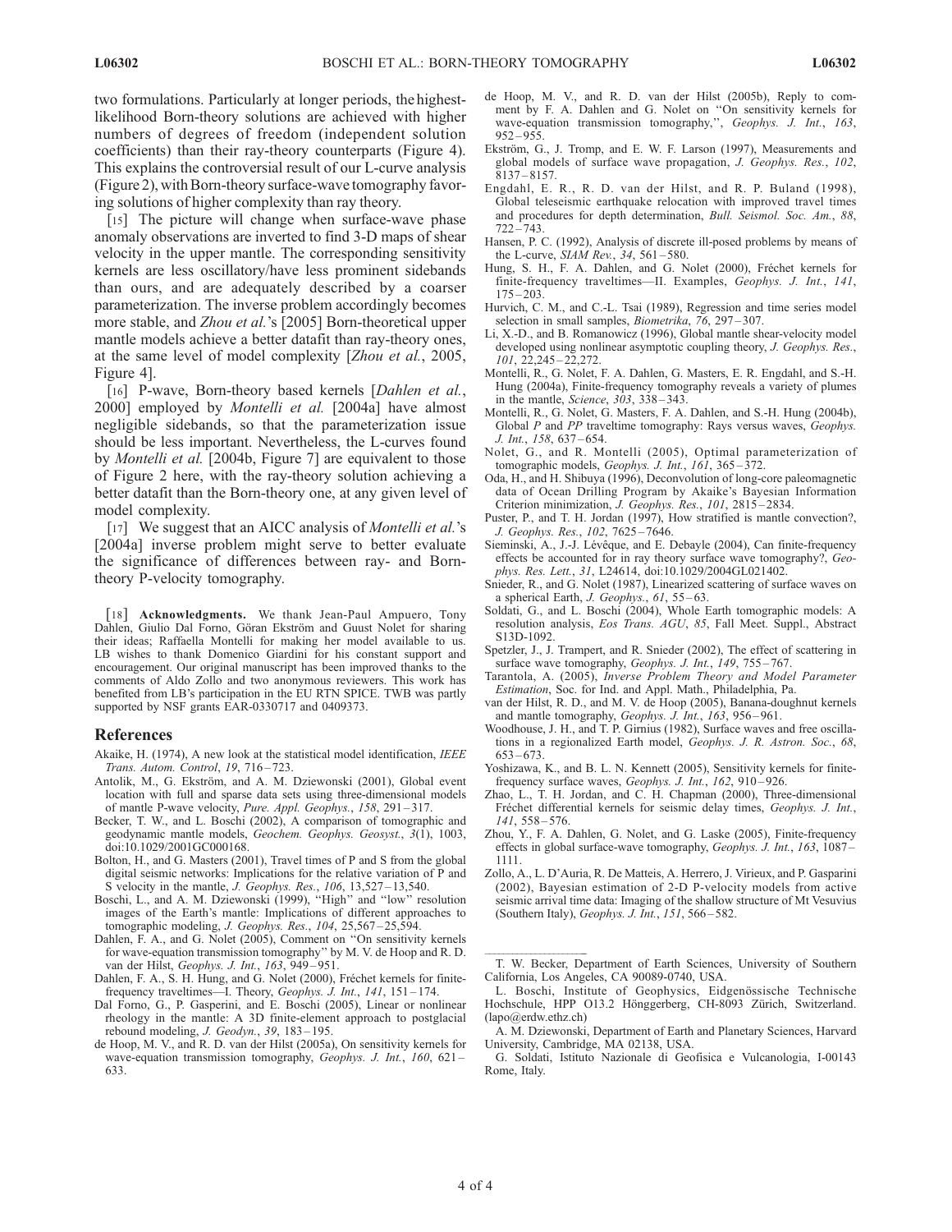two formulations. Particularly at longer periods, the highest-likelihood Born-theory solutions are achieved with higher numbers of degrees of freedom (independent solution coefficients) than their ray-theory counterparts (Figure 4). This explains the controversial result of our L-curve analysis (Figure 2), with Born-theory surface-wave tomography favoring solutions of higher complexity than ray theory.

[15] The picture will change when surface-wave phase anomaly observations are inverted to find 3-D maps of shear velocity in the upper mantle. The corresponding sensitivity kernels are less oscillatory/have less prominent sidebands than ours, and are adequately described by a coarser parameterization. The inverse problem accordingly becomes more stable, and *Zhou et al.*'s [2005] Born-theoretical upper mantle models achieve a better datafit than ray-theory ones, at the same level of model complexity [*Zhou et al.*, 2005, Figure 4].

[16] P-wave, Born-theory based kernels [*Dahlen et al.*, 2000] employed by *Montelli et al.* [2004a] have almost negligible sidebands, so that the parameterization issue should be less important. Nevertheless, the L-curves found by *Montelli et al.* [2004b, Figure 7] are equivalent to those of Figure 2 here, with the ray-theory solution achieving a better datafit than the Born-theory one, at any given level of model complexity.

[17] We suggest that an AICC analysis of *Montelli et al.*'s [2004a] inverse problem might serve to better evaluate the significance of differences between ray- and Born-theory P-velocity tomography.

[18] **Acknowledgments.** We thank Jean-Paul Ampuero, Tony Dahlen, Giulio Dal Forno, Göran Ekström and Guust Nolet for sharing their ideas; Raffaella Montelli for making her model available to us. LB wishes to thank Domenico Giardini for his constant support and encouragement. Our original manuscript has been improved thanks to the comments of Aldo Zollo and two anonymous reviewers. This work has benefited from LB's participation in the EU RTN SPICE. TWB was partly supported by NSF grants EAR-0330717 and 0409373.

## References

Akaike, H. (1974), A new look at the statistical model identification, *IEEE Trans. Autom. Control*, *19*, 716–723.

Antolik, M., G. Ekström, and A. M. Dziewonski (2001), Global event location with full and sparse data sets using three-dimensional models of mantle P-wave velocity, *Pure. Appl. Geophys.*, *158*, 291–317.

Becker, T. W., and L. Boschi (2002), A comparison of tomographic and geodynamic mantle models, *Geochem. Geophys. Geosyst.*, *3*(1), 1003, doi:10.1029/2001GC000168.

Bolton, H., and G. Masters (2001), Travel times of P and S from the global digital seismic networks: Implications for the relative variation of P and S velocity in the mantle, *J. Geophys. Res.*, *106*, 13,527–13,540.

Boschi, L., and A. M. Dziewonski (1999), "High" and "low" resolution images of the Earth's mantle: Implications of different approaches to tomographic modeling, *J. Geophys. Res.*, *104*, 25,567–25,594.

Dahlen, F. A., and G. Nolet (2005), Comment on "On sensitivity kernels for wave-equation transmission tomography" by M. V. de Hoop and R. D. van der Hilst, *Geophys. J. Int.*, *163*, 949–951.

Dahlen, F. A., S. H. Hung, and G. Nolet (2000), Fréchet kernels for finite-frequency traveltimes—I. Theory, *Geophys. J. Int.*, *141*, 151–174.

Dal Forno, G., P. Gasperini, and E. Boschi (2005), Linear or nonlinear rheology in the mantle: A 3D finite-element approach to postglacial rebound modeling, *J. Geodyn.*, *39*, 183–195.

de Hoop, M. V., and R. D. van der Hilst (2005a), On sensitivity kernels for wave-equation transmission tomography, *Geophys. J. Int.*, *160*, 621–633.

de Hoop, M. V., and R. D. van der Hilst (2005b), Reply to comment by F. A. Dahlen and G. Nolet on "On sensitivity kernels for wave-equation transmission tomography,", *Geophys. J. Int.*, *163*, 952–955.

Ekström, G., J. Tromp, and E. W. F. Larson (1997), Measurements and global models of surface wave propagation, *J. Geophys. Res.*, *102*, 8137–8157.

Engdahl, E. R., R. D. van der Hilst, and R. P. Buland (1998), Global teleseismic earthquake relocation with improved travel times and procedures for depth determination, *Bull. Seismol. Soc. Am.*, *88*, 722–743.

Hansen, P. C. (1992), Analysis of discrete ill-posed problems by means of the L-curve, *SIAM Rev.*, *34*, 561–580.

Hung, S. H., F. A. Dahlen, and G. Nolet (2000), Fréchet kernels for finite-frequency traveltimes—II. Examples, *Geophys. J. Int.*, *141*, 175–203.

Hurvich, C. M., and C.-L. Tsai (1989), Regression and time series model selection in small samples, *Biometrika*, *76*, 297–307.

Li, X.-D., and B. Romanowicz (1996), Global mantle shear-velocity model developed using nonlinear asymptotic coupling theory, *J. Geophys. Res.*, *101*, 22,245–22,272.

Montelli, R., G. Nolet, F. A. Dahlen, G. Masters, E. R. Engdahl, and S.-H. Hung (2004a), Finite-frequency tomography reveals a variety of plumes in the mantle, *Science*, *303*, 338–343.

Montelli, R., G. Nolet, G. Masters, F. A. Dahlen, and S.-H. Hung (2004b), Global *P* and *PP* traveltime tomography: Rays versus waves, *Geophys. J. Int.*, *158*, 637–654.

Nolet, G., and R. Montelli (2005), Optimal parameterization of tomographic models, *Geophys. J. Int.*, *161*, 365–372.

Oda, H., and H. Shibuya (1996), Deconvolution of long-core paleomagnetic data of Ocean Drilling Program by Akaike's Bayesian Information Criterion minimization, *J. Geophys. Res.*, *101*, 2815–2834.

Puster, P., and T. H. Jordan (1997), How stratified is mantle convection?, *J. Geophys. Res.*, *102*, 7625–7646.

Sieminski, A., J.-J. Lévêque, and E. Debayle (2004), Can finite-frequency effects be accounted for in ray theory surface wave tomography?, *Geophys. Res. Lett.*, *31*, L24614, doi:10.1029/2004GL021402.

Snieder, R., and G. Nolet (1987), Linearized scattering of surface waves on a spherical Earth, *J. Geophys.*, *61*, 55–63.

Soldati, G., and L. Boschi (2004), Whole Earth tomographic models: A resolution analysis, *Eos Trans. AGU*, *85*, Fall Meet. Suppl., Abstract S13D-1092.

Spetzler, J., J. Trampert, and R. Snieder (2002), The effect of scattering in surface wave tomography, *Geophys. J. Int.*, *149*, 755–767.

Tarantola, A. (2005), *Inverse Problem Theory and Model Parameter Estimation*, Soc. for Ind. and Appl. Math., Philadelphia, Pa.

van der Hilst, R. D., and M. V. de Hoop (2005), Banana-doughnut kernels and mantle tomography, *Geophys. J. Int.*, *163*, 956–961.

Woodhouse, J. H., and T. P. Girnius (1982), Surface waves and free oscillations in a regionalized Earth model, *Geophys. J. R. Astron. Soc.*, *68*, 653–673.

Yoshizawa, K., and B. L. N. Kennett (2005), Sensitivity kernels for finite-frequency surface waves, *Geophys. J. Int.*, *162*, 910–926.

Zhao, L., T. H. Jordan, and C. H. Chapman (2000), Three-dimensional Fréchet differential kernels for seismic delay times, *Geophys. J. Int.*, *141*, 558–576.

Zhou, Y., F. A. Dahlen, G. Nolet, and G. Laske (2005), Finite-frequency effects in global surface-wave tomography, *Geophys. J. Int.*, *163*, 1087–1111.

Zollo, A., L. D'Auria, R. De Matteis, A. Herrero, J. Virieux, and P. Gasparini (2002), Bayesian estimation of 2-D P-velocity models from active seismic arrival time data: Imaging of the shallow structure of Mt Vesuvius (Southern Italy), *Geophys. J. Int.*, *151*, 566–582.

---

T. W. Becker, Department of Earth Sciences, University of Southern California, Los Angeles, CA 90089-0740, USA.

L. Boschi, Institute of Geophysics, Eidgenössische Technische Hochschule, HPP O13.2 Hönggerberg, CH-8093 Zürich, Switzerland. (lapo@erdw.ethz.ch)

A. M. Dziewonski, Department of Earth and Planetary Sciences, Harvard University, Cambridge, MA 02138, USA.

G. Soldati, Istituto Nazionale di Geofisica e Vulcanologia, I-00143 Rome, Italy.